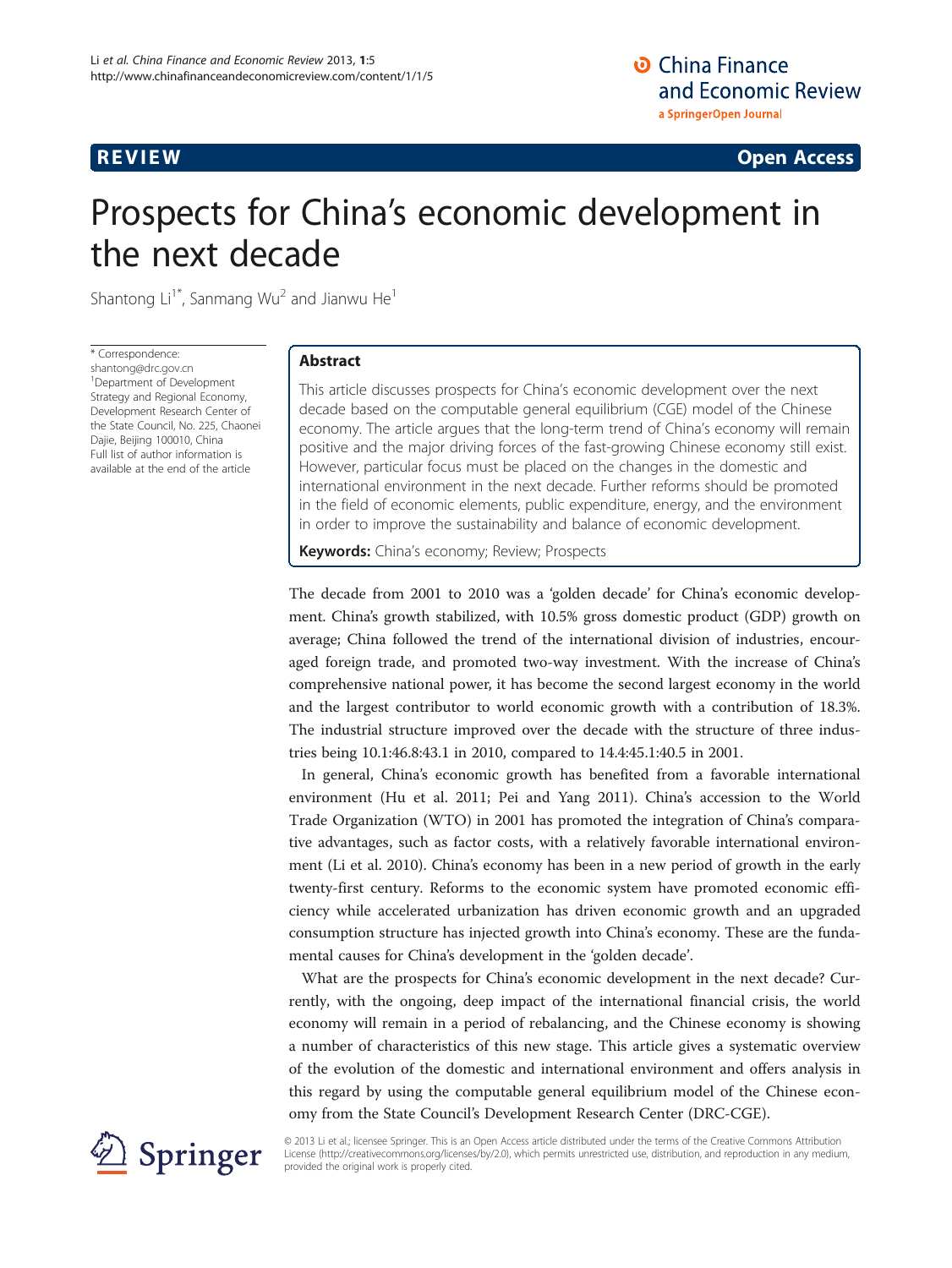REVIEW **Open Access**

# Prospects for China's economic development in the next decade

Shantong Li[1*], Sanmang Wu[2] and Jianwu He[1]

\* Correspondence: shantong@drc.gov.cn
[1]Department of Development Strategy and Regional Economy, Development Research Center of the State Council, No. 225, Chaonei Dajie, Beijing 100010, China
Full list of author information is available at the end of the article

## Abstract

This article discusses prospects for China's economic development over the next decade based on the computable general equilibrium (CGE) model of the Chinese economy. The article argues that the long-term trend of China's economy will remain positive and the major driving forces of the fast-growing Chinese economy still exist. However, particular focus must be placed on the changes in the domestic and international environment in the next decade. Further reforms should be promoted in the field of economic elements, public expenditure, energy, and the environment in order to improve the sustainability and balance of economic development.

**Keywords:** China's economy; Review; Prospects

The decade from 2001 to 2010 was a 'golden decade' for China's economic development. China's growth stabilized, with 10.5% gross domestic product (GDP) growth on average; China followed the trend of the international division of industries, encouraged foreign trade, and promoted two-way investment. With the increase of China's comprehensive national power, it has become the second largest economy in the world and the largest contributor to world economic growth with a contribution of 18.3%. The industrial structure improved over the decade with the structure of three industries being 10.1:46.8:43.1 in 2010, compared to 14.4:45.1:40.5 in 2001.

In general, China's economic growth has benefited from a favorable international environment (Hu et al. 2011; Pei and Yang 2011). China's accession to the World Trade Organization (WTO) in 2001 has promoted the integration of China's comparative advantages, such as factor costs, with a relatively favorable international environment (Li et al. 2010). China's economy has been in a new period of growth in the early twenty-first century. Reforms to the economic system have promoted economic efficiency while accelerated urbanization has driven economic growth and an upgraded consumption structure has injected growth into China's economy. These are the fundamental causes for China's development in the 'golden decade'.

What are the prospects for China's economic development in the next decade? Currently, with the ongoing, deep impact of the international financial crisis, the world economy will remain in a period of rebalancing, and the Chinese economy is showing a number of characteristics of this new stage. This article gives a systematic overview of the evolution of the domestic and international environment and offers analysis in this regard by using the computable general equilibrium model of the Chinese economy from the State Council's Development Research Center (DRC-CGE).

© 2013 Li et al.; licensee Springer. This is an Open Access article distributed under the terms of the Creative Commons Attribution License (http://creativecommons.org/licenses/by/2.0), which permits unrestricted use, distribution, and reproduction in any medium, provided the original work is properly cited.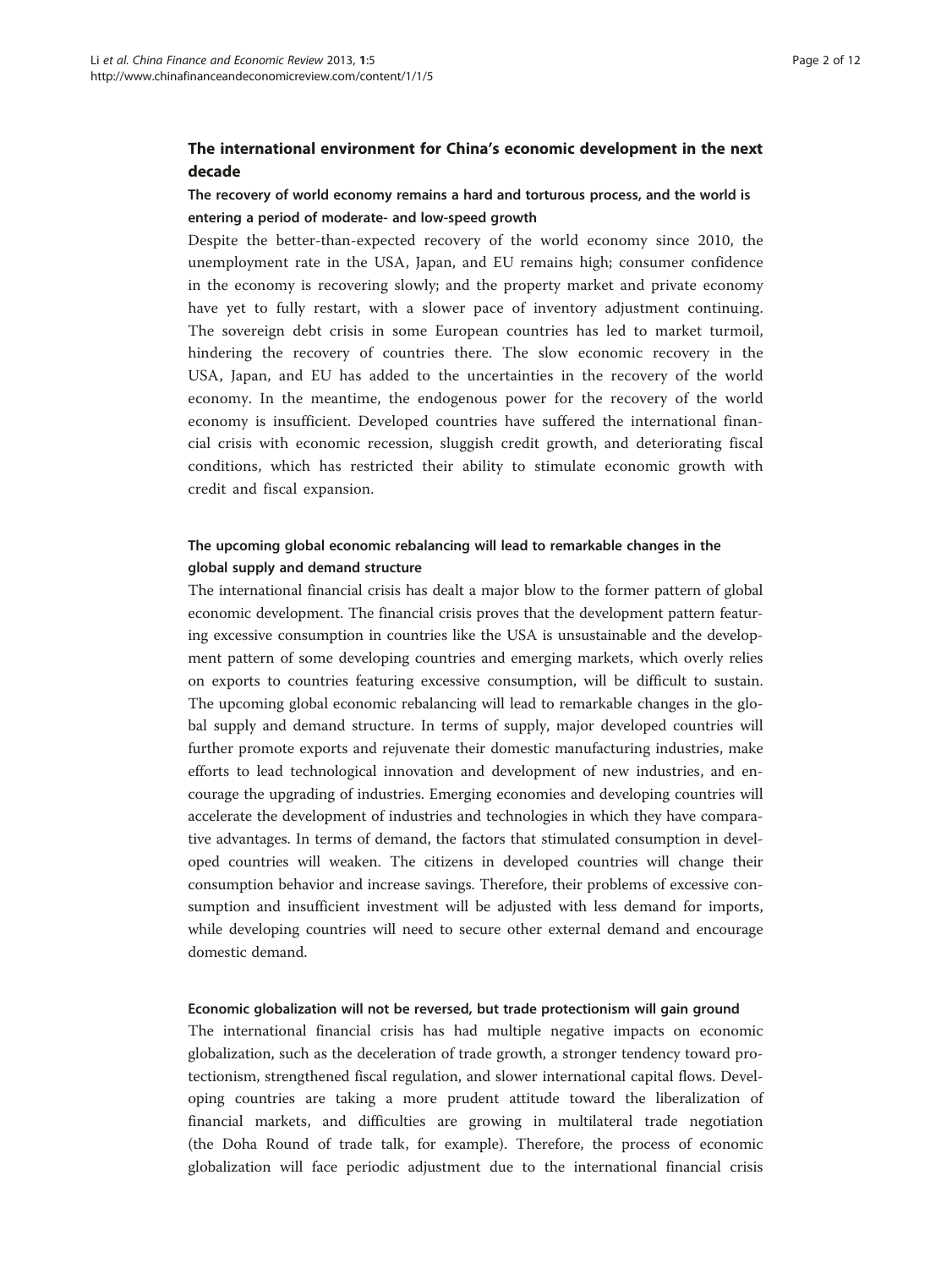## The international environment for China's economic development in the next decade

### The recovery of world economy remains a hard and torturous process, and the world is entering a period of moderate- and low-speed growth

Despite the better-than-expected recovery of the world economy since 2010, the unemployment rate in the USA, Japan, and EU remains high; consumer confidence in the economy is recovering slowly; and the property market and private economy have yet to fully restart, with a slower pace of inventory adjustment continuing. The sovereign debt crisis in some European countries has led to market turmoil, hindering the recovery of countries there. The slow economic recovery in the USA, Japan, and EU has added to the uncertainties in the recovery of the world economy. In the meantime, the endogenous power for the recovery of the world economy is insufficient. Developed countries have suffered the international financial crisis with economic recession, sluggish credit growth, and deteriorating fiscal conditions, which has restricted their ability to stimulate economic growth with credit and fiscal expansion.

### The upcoming global economic rebalancing will lead to remarkable changes in the global supply and demand structure

The international financial crisis has dealt a major blow to the former pattern of global economic development. The financial crisis proves that the development pattern featuring excessive consumption in countries like the USA is unsustainable and the development pattern of some developing countries and emerging markets, which overly relies on exports to countries featuring excessive consumption, will be difficult to sustain. The upcoming global economic rebalancing will lead to remarkable changes in the global supply and demand structure. In terms of supply, major developed countries will further promote exports and rejuvenate their domestic manufacturing industries, make efforts to lead technological innovation and development of new industries, and encourage the upgrading of industries. Emerging economies and developing countries will accelerate the development of industries and technologies in which they have comparative advantages. In terms of demand, the factors that stimulated consumption in developed countries will weaken. The citizens in developed countries will change their consumption behavior and increase savings. Therefore, their problems of excessive consumption and insufficient investment will be adjusted with less demand for imports, while developing countries will need to secure other external demand and encourage domestic demand.

### Economic globalization will not be reversed, but trade protectionism will gain ground

The international financial crisis has had multiple negative impacts on economic globalization, such as the deceleration of trade growth, a stronger tendency toward protectionism, strengthened fiscal regulation, and slower international capital flows. Developing countries are taking a more prudent attitude toward the liberalization of financial markets, and difficulties are growing in multilateral trade negotiation (the Doha Round of trade talk, for example). Therefore, the process of economic globalization will face periodic adjustment due to the international financial crisis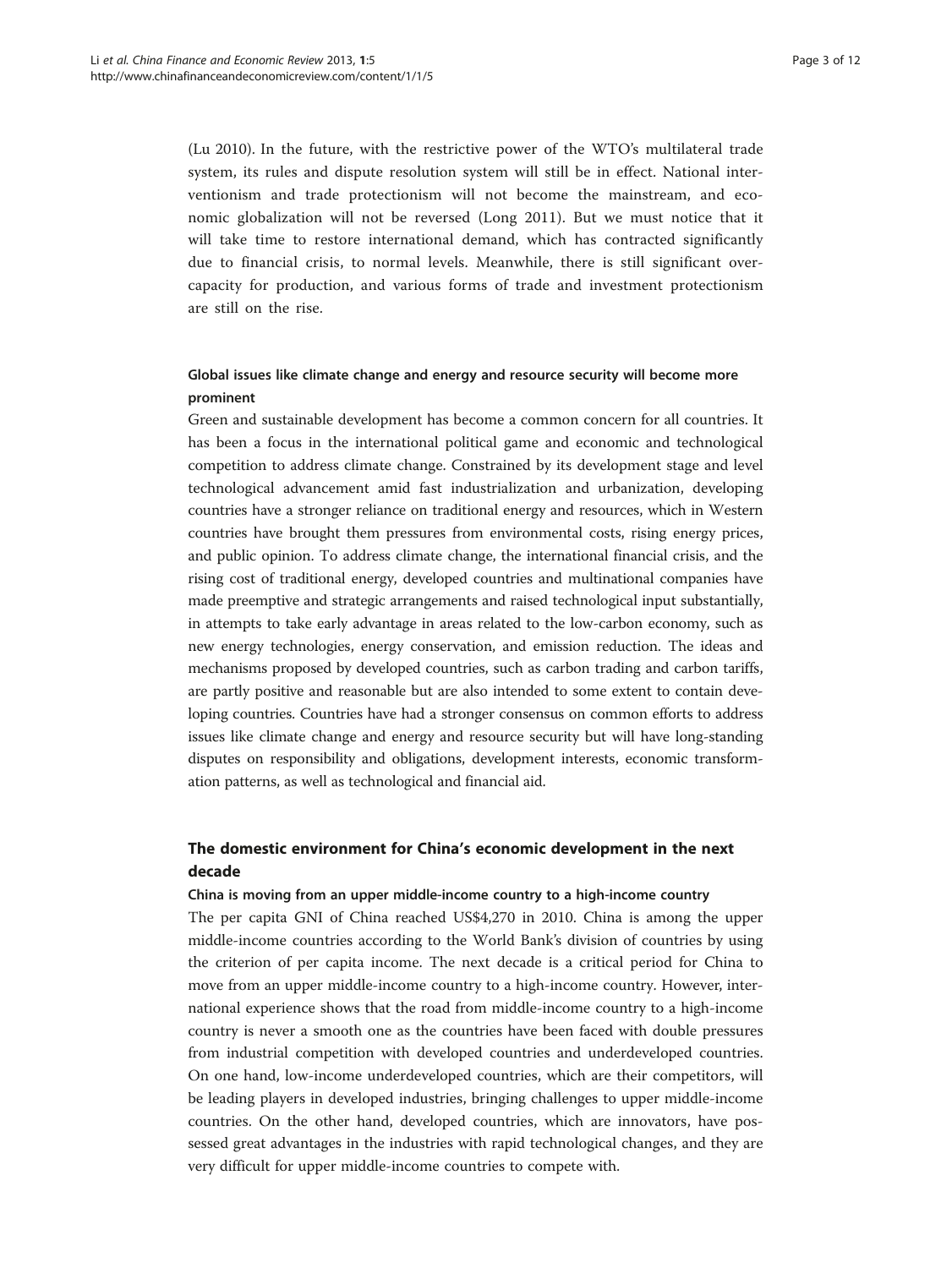(Lu 2010). In the future, with the restrictive power of the WTO's multilateral trade system, its rules and dispute resolution system will still be in effect. National interventionism and trade protectionism will not become the mainstream, and economic globalization will not be reversed (Long 2011). But we must notice that it will take time to restore international demand, which has contracted significantly due to financial crisis, to normal levels. Meanwhile, there is still significant overcapacity for production, and various forms of trade and investment protectionism are still on the rise.

### Global issues like climate change and energy and resource security will become more prominent

Green and sustainable development has become a common concern for all countries. It has been a focus in the international political game and economic and technological competition to address climate change. Constrained by its development stage and level technological advancement amid fast industrialization and urbanization, developing countries have a stronger reliance on traditional energy and resources, which in Western countries have brought them pressures from environmental costs, rising energy prices, and public opinion. To address climate change, the international financial crisis, and the rising cost of traditional energy, developed countries and multinational companies have made preemptive and strategic arrangements and raised technological input substantially, in attempts to take early advantage in areas related to the low-carbon economy, such as new energy technologies, energy conservation, and emission reduction. The ideas and mechanisms proposed by developed countries, such as carbon trading and carbon tariffs, are partly positive and reasonable but are also intended to some extent to contain developing countries. Countries have had a stronger consensus on common efforts to address issues like climate change and energy and resource security but will have long-standing disputes on responsibility and obligations, development interests, economic transformation patterns, as well as technological and financial aid.

## The domestic environment for China's economic development in the next decade

### China is moving from an upper middle-income country to a high-income country

The per capita GNI of China reached US$4,270 in 2010. China is among the upper middle-income countries according to the World Bank's division of countries by using the criterion of per capita income. The next decade is a critical period for China to move from an upper middle-income country to a high-income country. However, international experience shows that the road from middle-income country to a high-income country is never a smooth one as the countries have been faced with double pressures from industrial competition with developed countries and underdeveloped countries. On one hand, low-income underdeveloped countries, which are their competitors, will be leading players in developed industries, bringing challenges to upper middle-income countries. On the other hand, developed countries, which are innovators, have possessed great advantages in the industries with rapid technological changes, and they are very difficult for upper middle-income countries to compete with.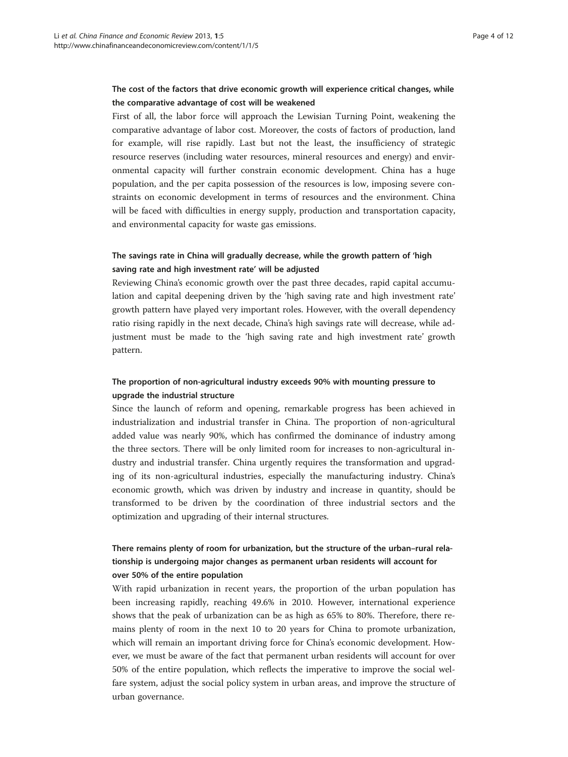### The cost of the factors that drive economic growth will experience critical changes, while the comparative advantage of cost will be weakened

First of all, the labor force will approach the Lewisian Turning Point, weakening the comparative advantage of labor cost. Moreover, the costs of factors of production, land for example, will rise rapidly. Last but not the least, the insufficiency of strategic resource reserves (including water resources, mineral resources and energy) and environmental capacity will further constrain economic development. China has a huge population, and the per capita possession of the resources is low, imposing severe constraints on economic development in terms of resources and the environment. China will be faced with difficulties in energy supply, production and transportation capacity, and environmental capacity for waste gas emissions.

### The savings rate in China will gradually decrease, while the growth pattern of 'high saving rate and high investment rate' will be adjusted

Reviewing China's economic growth over the past three decades, rapid capital accumulation and capital deepening driven by the 'high saving rate and high investment rate' growth pattern have played very important roles. However, with the overall dependency ratio rising rapidly in the next decade, China's high savings rate will decrease, while adjustment must be made to the 'high saving rate and high investment rate' growth pattern.

### The proportion of non-agricultural industry exceeds 90% with mounting pressure to upgrade the industrial structure

Since the launch of reform and opening, remarkable progress has been achieved in industrialization and industrial transfer in China. The proportion of non-agricultural added value was nearly 90%, which has confirmed the dominance of industry among the three sectors. There will be only limited room for increases to non-agricultural industry and industrial transfer. China urgently requires the transformation and upgrading of its non-agricultural industries, especially the manufacturing industry. China's economic growth, which was driven by industry and increase in quantity, should be transformed to be driven by the coordination of three industrial sectors and the optimization and upgrading of their internal structures.

### There remains plenty of room for urbanization, but the structure of the urban–rural relationship is undergoing major changes as permanent urban residents will account for over 50% of the entire population

With rapid urbanization in recent years, the proportion of the urban population has been increasing rapidly, reaching 49.6% in 2010. However, international experience shows that the peak of urbanization can be as high as 65% to 80%. Therefore, there remains plenty of room in the next 10 to 20 years for China to promote urbanization, which will remain an important driving force for China's economic development. However, we must be aware of the fact that permanent urban residents will account for over 50% of the entire population, which reflects the imperative to improve the social welfare system, adjust the social policy system in urban areas, and improve the structure of urban governance.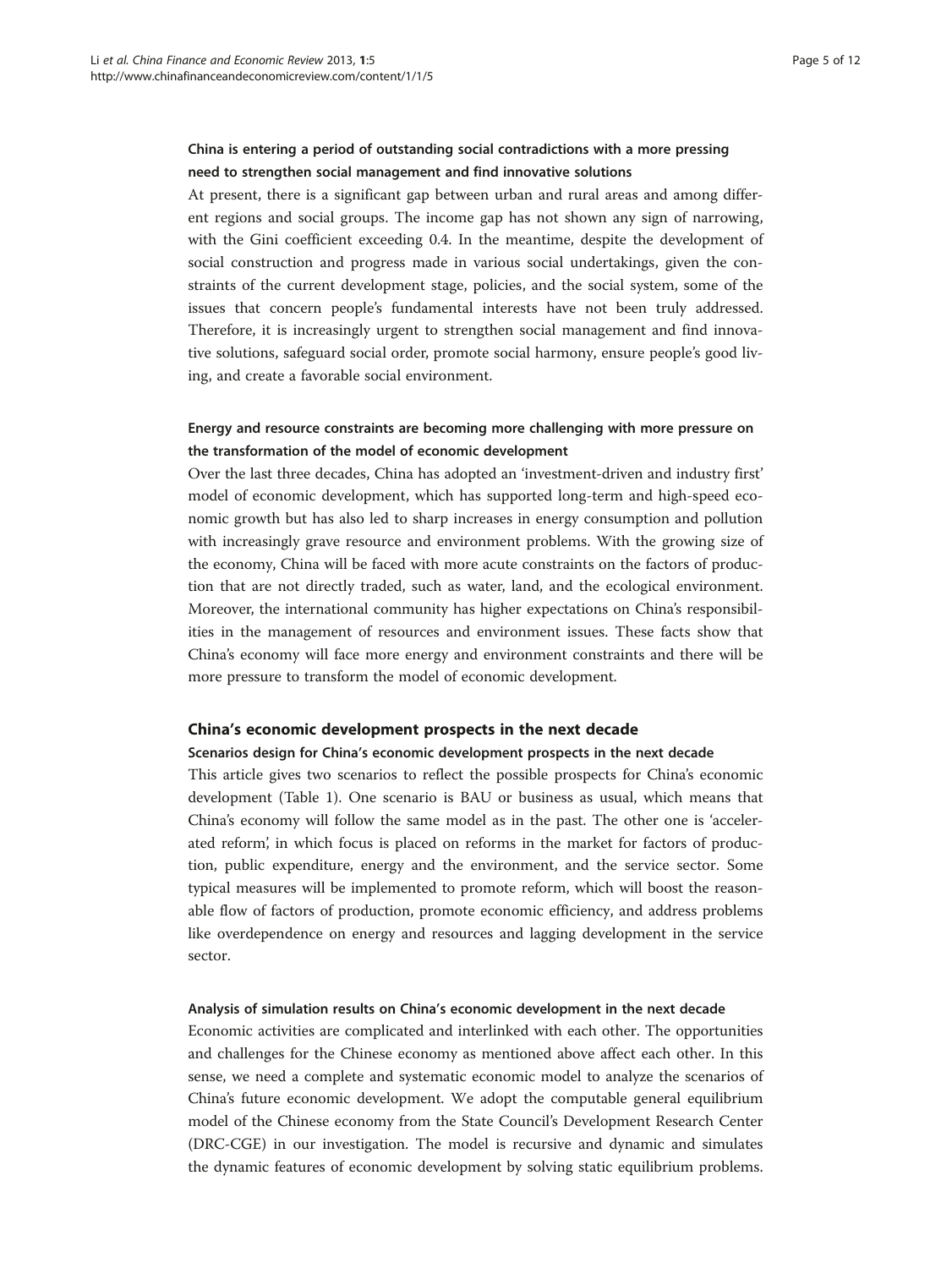#### China is entering a period of outstanding social contradictions with a more pressing need to strengthen social management and find innovative solutions

At present, there is a significant gap between urban and rural areas and among different regions and social groups. The income gap has not shown any sign of narrowing, with the Gini coefficient exceeding 0.4. In the meantime, despite the development of social construction and progress made in various social undertakings, given the constraints of the current development stage, policies, and the social system, some of the issues that concern people's fundamental interests have not been truly addressed. Therefore, it is increasingly urgent to strengthen social management and find innovative solutions, safeguard social order, promote social harmony, ensure people's good living, and create a favorable social environment.

#### Energy and resource constraints are becoming more challenging with more pressure on the transformation of the model of economic development

Over the last three decades, China has adopted an 'investment-driven and industry first' model of economic development, which has supported long-term and high-speed economic growth but has also led to sharp increases in energy consumption and pollution with increasingly grave resource and environment problems. With the growing size of the economy, China will be faced with more acute constraints on the factors of production that are not directly traded, such as water, land, and the ecological environment. Moreover, the international community has higher expectations on China's responsibilities in the management of resources and environment issues. These facts show that China's economy will face more energy and environment constraints and there will be more pressure to transform the model of economic development.

### China's economic development prospects in the next decade

#### Scenarios design for China's economic development prospects in the next decade

This article gives two scenarios to reflect the possible prospects for China's economic development (Table 1). One scenario is BAU or business as usual, which means that China's economy will follow the same model as in the past. The other one is 'accelerated reform', in which focus is placed on reforms in the market for factors of production, public expenditure, energy and the environment, and the service sector. Some typical measures will be implemented to promote reform, which will boost the reasonable flow of factors of production, promote economic efficiency, and address problems like overdependence on energy and resources and lagging development in the service sector.

#### Analysis of simulation results on China's economic development in the next decade

Economic activities are complicated and interlinked with each other. The opportunities and challenges for the Chinese economy as mentioned above affect each other. In this sense, we need a complete and systematic economic model to analyze the scenarios of China's future economic development. We adopt the computable general equilibrium model of the Chinese economy from the State Council's Development Research Center (DRC-CGE) in our investigation. The model is recursive and dynamic and simulates the dynamic features of economic development by solving static equilibrium problems.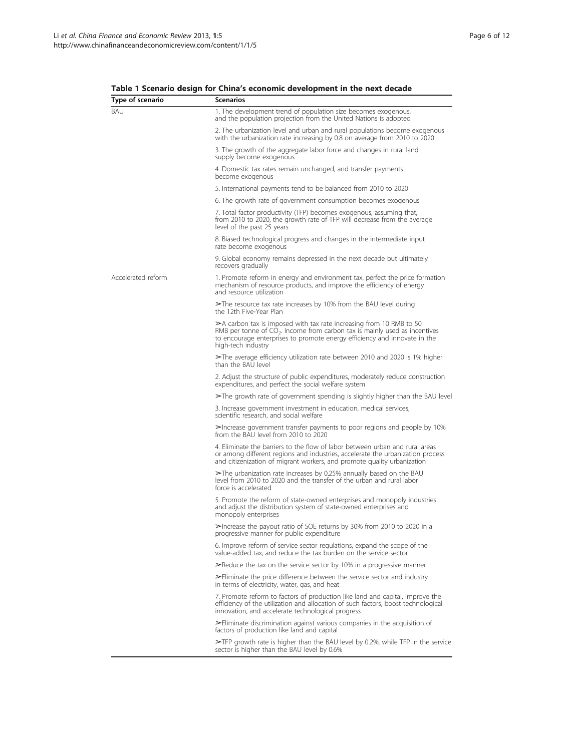**Table 1 Scenario design for China's economic development in the next decade**

| Type of scenario | Scenarios |
|---|---|
| BAU | 1. The development trend of population size becomes exogenous, and the population projection from the United Nations is adopted |
| | 2. The urbanization level and urban and rural populations become exogenous with the urbanization rate increasing by 0.8 on average from 2010 to 2020 |
| | 3. The growth of the aggregate labor force and changes in rural land supply become exogenous |
| | 4. Domestic tax rates remain unchanged, and transfer payments become exogenous |
| | 5. International payments tend to be balanced from 2010 to 2020 |
| | 6. The growth rate of government consumption becomes exogenous |
| | 7. Total factor productivity (TFP) becomes exogenous, assuming that, from 2010 to 2020, the growth rate of TFP will decrease from the average level of the past 25 years |
| | 8. Biased technological progress and changes in the intermediate input rate become exogenous |
| | 9. Global economy remains depressed in the next decade but ultimately recovers gradually |
| Accelerated reform | 1. Promote reform in energy and environment tax, perfect the price formation mechanism of resource products, and improve the efficiency of energy and resource utilization |
| | ➢The resource tax rate increases by 10% from the BAU level during the 12th Five-Year Plan |
| | ➢A carbon tax is imposed with tax rate increasing from 10 RMB to 50 RMB per tonne of $CO_2$. Income from carbon tax is mainly used as incentives to encourage enterprises to promote energy efficiency and innovate in the high-tech industry |
| | ➢The average efficiency utilization rate between 2010 and 2020 is 1% higher than the BAU level |
| | 2. Adjust the structure of public expenditures, moderately reduce construction expenditures, and perfect the social welfare system |
| | ➢The growth rate of government spending is slightly higher than the BAU level |
| | 3. Increase government investment in education, medical services, scientific research, and social welfare |
| | ➢Increase government transfer payments to poor regions and people by 10% from the BAU level from 2010 to 2020 |
| | 4. Eliminate the barriers to the flow of labor between urban and rural areas or among different regions and industries, accelerate the urbanization process and citizenization of migrant workers, and promote quality urbanization |
| | ➢The urbanization rate increases by 0.25% annually based on the BAU level from 2010 to 2020 and the transfer of the urban and rural labor force is accelerated |
| | 5. Promote the reform of state-owned enterprises and monopoly industries and adjust the distribution system of state-owned enterprises and monopoly enterprises |
| | ➢Increase the payout ratio of SOE returns by 30% from 2010 to 2020 in a progressive manner for public expenditure |
| | 6. Improve reform of service sector regulations, expand the scope of the value-added tax, and reduce the tax burden on the service sector |
| | ➢Reduce the tax on the service sector by 10% in a progressive manner |
| | ➢Eliminate the price difference between the service sector and industry in terms of electricity, water, gas, and heat |
| | 7. Promote reform to factors of production like land and capital, improve the efficiency of the utilization and allocation of such factors, boost technological innovation, and accelerate technological progress |
| | ➢Eliminate discrimination against various companies in the acquisition of factors of production like land and capital |
| | ➢TFP growth rate is higher than the BAU level by 0.2%, while TFP in the service sector is higher than the BAU level by 0.6% |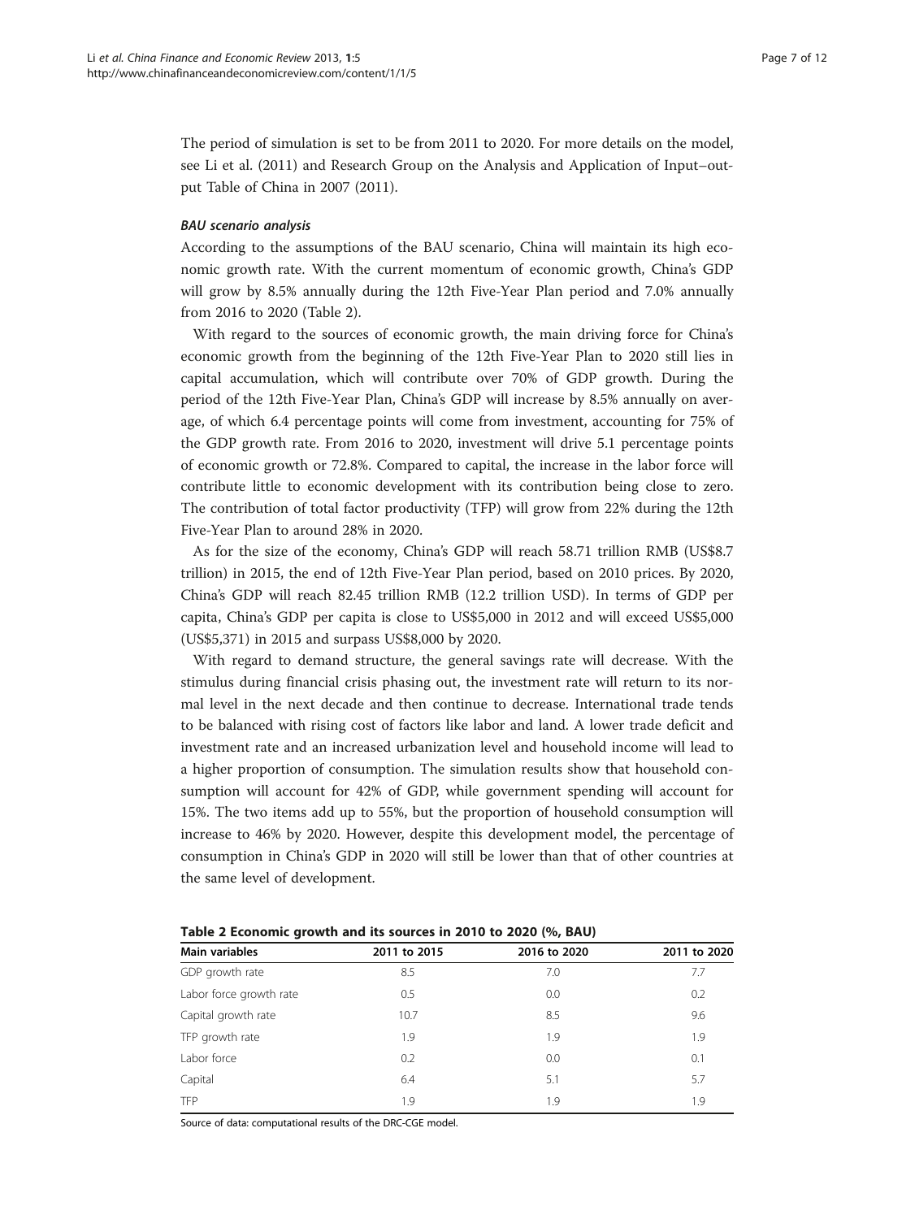The period of simulation is set to be from 2011 to 2020. For more details on the model, see Li et al. (2011) and Research Group on the Analysis and Application of Input–output Table of China in 2007 (2011).

### *BAU scenario analysis*

According to the assumptions of the BAU scenario, China will maintain its high economic growth rate. With the current momentum of economic growth, China's GDP will grow by 8.5% annually during the 12th Five-Year Plan period and 7.0% annually from 2016 to 2020 (Table 2).

With regard to the sources of economic growth, the main driving force for China's economic growth from the beginning of the 12th Five-Year Plan to 2020 still lies in capital accumulation, which will contribute over 70% of GDP growth. During the period of the 12th Five-Year Plan, China's GDP will increase by 8.5% annually on average, of which 6.4 percentage points will come from investment, accounting for 75% of the GDP growth rate. From 2016 to 2020, investment will drive 5.1 percentage points of economic growth or 72.8%. Compared to capital, the increase in the labor force will contribute little to economic development with its contribution being close to zero. The contribution of total factor productivity (TFP) will grow from 22% during the 12th Five-Year Plan to around 28% in 2020.

As for the size of the economy, China's GDP will reach 58.71 trillion RMB (US$8.7 trillion) in 2015, the end of 12th Five-Year Plan period, based on 2010 prices. By 2020, China's GDP will reach 82.45 trillion RMB (12.2 trillion USD). In terms of GDP per capita, China's GDP per capita is close to US$5,000 in 2012 and will exceed US$5,000 (US$5,371) in 2015 and surpass US$8,000 by 2020.

With regard to demand structure, the general savings rate will decrease. With the stimulus during financial crisis phasing out, the investment rate will return to its normal level in the next decade and then continue to decrease. International trade tends to be balanced with rising cost of factors like labor and land. A lower trade deficit and investment rate and an increased urbanization level and household income will lead to a higher proportion of consumption. The simulation results show that household consumption will account for 42% of GDP, while government spending will account for 15%. The two items add up to 55%, but the proportion of household consumption will increase to 46% by 2020. However, despite this development model, the percentage of consumption in China's GDP in 2020 will still be lower than that of other countries at the same level of development.

**Table 2 Economic growth and its sources in 2010 to 2020 (%, BAU)**

| Main variables | 2011 to 2015 | 2016 to 2020 | 2011 to 2020 |
|---|---|---|---|
| GDP growth rate | 8.5 | 7.0 | 7.7 |
| Labor force growth rate | 0.5 | 0.0 | 0.2 |
| Capital growth rate | 10.7 | 8.5 | 9.6 |
| TFP growth rate | 1.9 | 1.9 | 1.9 |
| Labor force | 0.2 | 0.0 | 0.1 |
| Capital | 6.4 | 5.1 | 5.7 |
| TFP | 1.9 | 1.9 | 1.9 |

Source of data: computational results of the DRC-CGE model.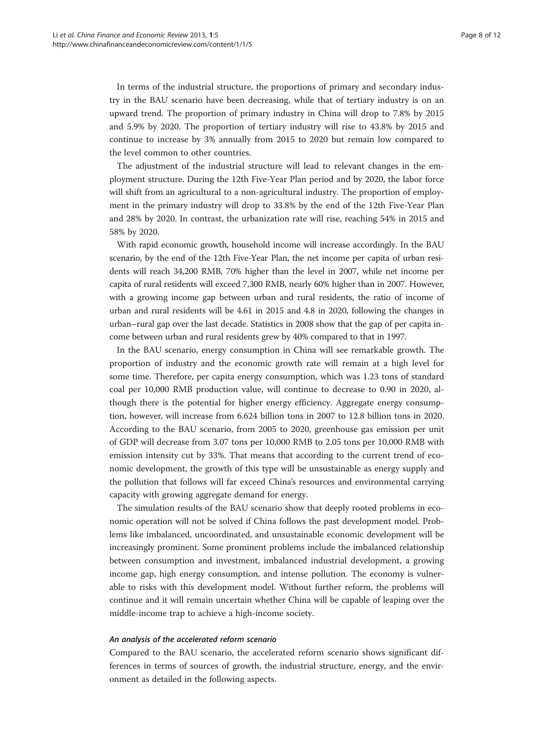In terms of the industrial structure, the proportions of primary and secondary industry in the BAU scenario have been decreasing, while that of tertiary industry is on an upward trend. The proportion of primary industry in China will drop to 7.8% by 2015 and 5.9% by 2020. The proportion of tertiary industry will rise to 43.8% by 2015 and continue to increase by 3% annually from 2015 to 2020 but remain low compared to the level common to other countries.

The adjustment of the industrial structure will lead to relevant changes in the employment structure. During the 12th Five-Year Plan period and by 2020, the labor force will shift from an agricultural to a non-agricultural industry. The proportion of employment in the primary industry will drop to 33.8% by the end of the 12th Five-Year Plan and 28% by 2020. In contrast, the urbanization rate will rise, reaching 54% in 2015 and 58% by 2020.

With rapid economic growth, household income will increase accordingly. In the BAU scenario, by the end of the 12th Five-Year Plan, the net income per capita of urban residents will reach 34,200 RMB, 70% higher than the level in 2007, while net income per capita of rural residents will exceed 7,300 RMB, nearly 60% higher than in 2007. However, with a growing income gap between urban and rural residents, the ratio of income of urban and rural residents will be 4.61 in 2015 and 4.8 in 2020, following the changes in urban–rural gap over the last decade. Statistics in 2008 show that the gap of per capita income between urban and rural residents grew by 40% compared to that in 1997.

In the BAU scenario, energy consumption in China will see remarkable growth. The proportion of industry and the economic growth rate will remain at a high level for some time. Therefore, per capita energy consumption, which was 1.23 tons of standard coal per 10,000 RMB production value, will continue to decrease to 0.90 in 2020, although there is the potential for higher energy efficiency. Aggregate energy consumption, however, will increase from 6.624 billion tons in 2007 to 12.8 billion tons in 2020. According to the BAU scenario, from 2005 to 2020, greenhouse gas emission per unit of GDP will decrease from 3.07 tons per 10,000 RMB to 2.05 tons per 10,000 RMB with emission intensity cut by 33%. That means that according to the current trend of economic development, the growth of this type will be unsustainable as energy supply and the pollution that follows will far exceed China's resources and environmental carrying capacity with growing aggregate demand for energy.

The simulation results of the BAU scenario show that deeply rooted problems in economic operation will not be solved if China follows the past development model. Problems like imbalanced, uncoordinated, and unsustainable economic development will be increasingly prominent. Some prominent problems include the imbalanced relationship between consumption and investment, imbalanced industrial development, a growing income gap, high energy consumption, and intense pollution. The economy is vulnerable to risks with this development model. Without further reform, the problems will continue and it will remain uncertain whether China will be capable of leaping over the middle-income trap to achieve a high-income society.

#### *An analysis of the accelerated reform scenario*

Compared to the BAU scenario, the accelerated reform scenario shows significant differences in terms of sources of growth, the industrial structure, energy, and the environment as detailed in the following aspects.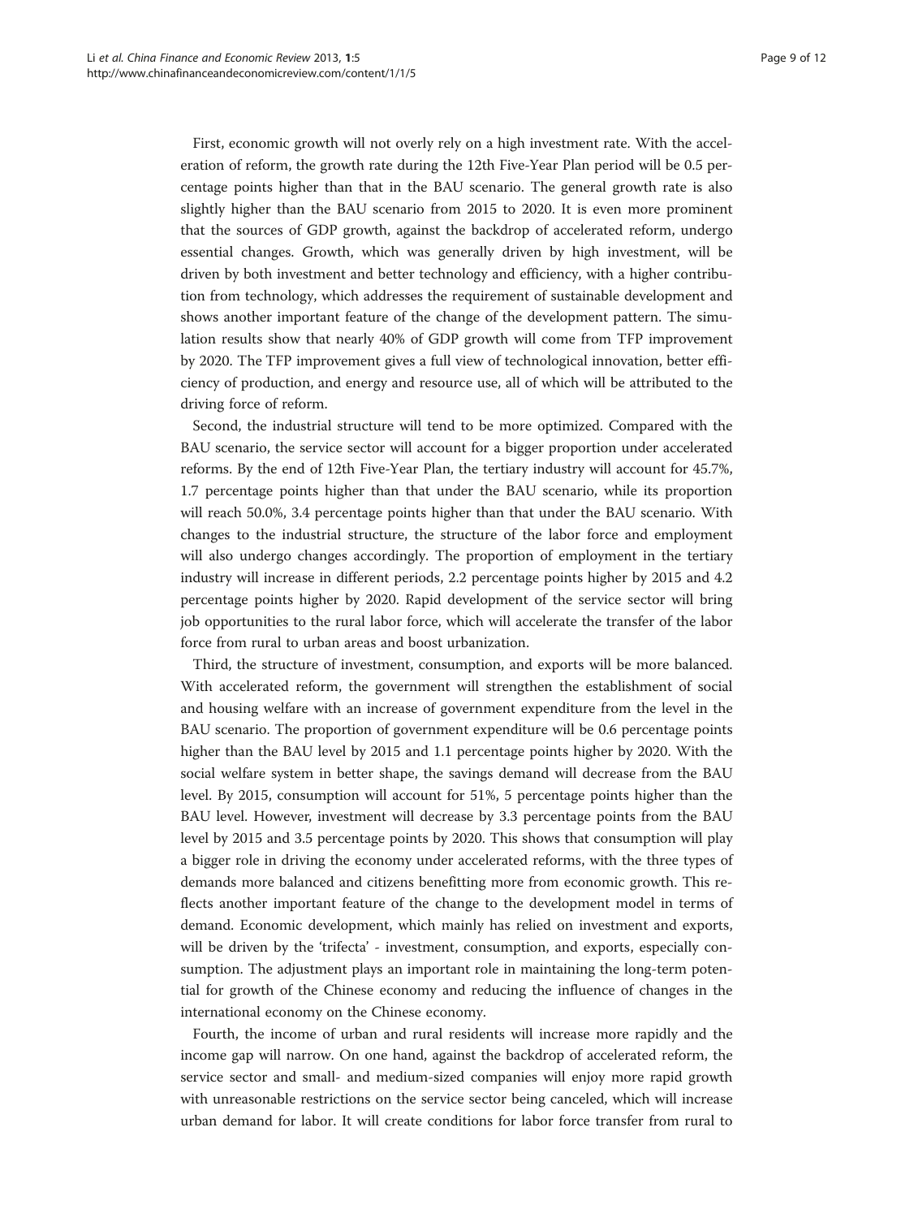First, economic growth will not overly rely on a high investment rate. With the acceleration of reform, the growth rate during the 12th Five-Year Plan period will be 0.5 percentage points higher than that in the BAU scenario. The general growth rate is also slightly higher than the BAU scenario from 2015 to 2020. It is even more prominent that the sources of GDP growth, against the backdrop of accelerated reform, undergo essential changes. Growth, which was generally driven by high investment, will be driven by both investment and better technology and efficiency, with a higher contribution from technology, which addresses the requirement of sustainable development and shows another important feature of the change of the development pattern. The simulation results show that nearly 40% of GDP growth will come from TFP improvement by 2020. The TFP improvement gives a full view of technological innovation, better efficiency of production, and energy and resource use, all of which will be attributed to the driving force of reform.

Second, the industrial structure will tend to be more optimized. Compared with the BAU scenario, the service sector will account for a bigger proportion under accelerated reforms. By the end of 12th Five-Year Plan, the tertiary industry will account for 45.7%, 1.7 percentage points higher than that under the BAU scenario, while its proportion will reach 50.0%, 3.4 percentage points higher than that under the BAU scenario. With changes to the industrial structure, the structure of the labor force and employment will also undergo changes accordingly. The proportion of employment in the tertiary industry will increase in different periods, 2.2 percentage points higher by 2015 and 4.2 percentage points higher by 2020. Rapid development of the service sector will bring job opportunities to the rural labor force, which will accelerate the transfer of the labor force from rural to urban areas and boost urbanization.

Third, the structure of investment, consumption, and exports will be more balanced. With accelerated reform, the government will strengthen the establishment of social and housing welfare with an increase of government expenditure from the level in the BAU scenario. The proportion of government expenditure will be 0.6 percentage points higher than the BAU level by 2015 and 1.1 percentage points higher by 2020. With the social welfare system in better shape, the savings demand will decrease from the BAU level. By 2015, consumption will account for 51%, 5 percentage points higher than the BAU level. However, investment will decrease by 3.3 percentage points from the BAU level by 2015 and 3.5 percentage points by 2020. This shows that consumption will play a bigger role in driving the economy under accelerated reforms, with the three types of demands more balanced and citizens benefitting more from economic growth. This reflects another important feature of the change to the development model in terms of demand. Economic development, which mainly has relied on investment and exports, will be driven by the 'trifecta' - investment, consumption, and exports, especially consumption. The adjustment plays an important role in maintaining the long-term potential for growth of the Chinese economy and reducing the influence of changes in the international economy on the Chinese economy.

Fourth, the income of urban and rural residents will increase more rapidly and the income gap will narrow. On one hand, against the backdrop of accelerated reform, the service sector and small- and medium-sized companies will enjoy more rapid growth with unreasonable restrictions on the service sector being canceled, which will increase urban demand for labor. It will create conditions for labor force transfer from rural to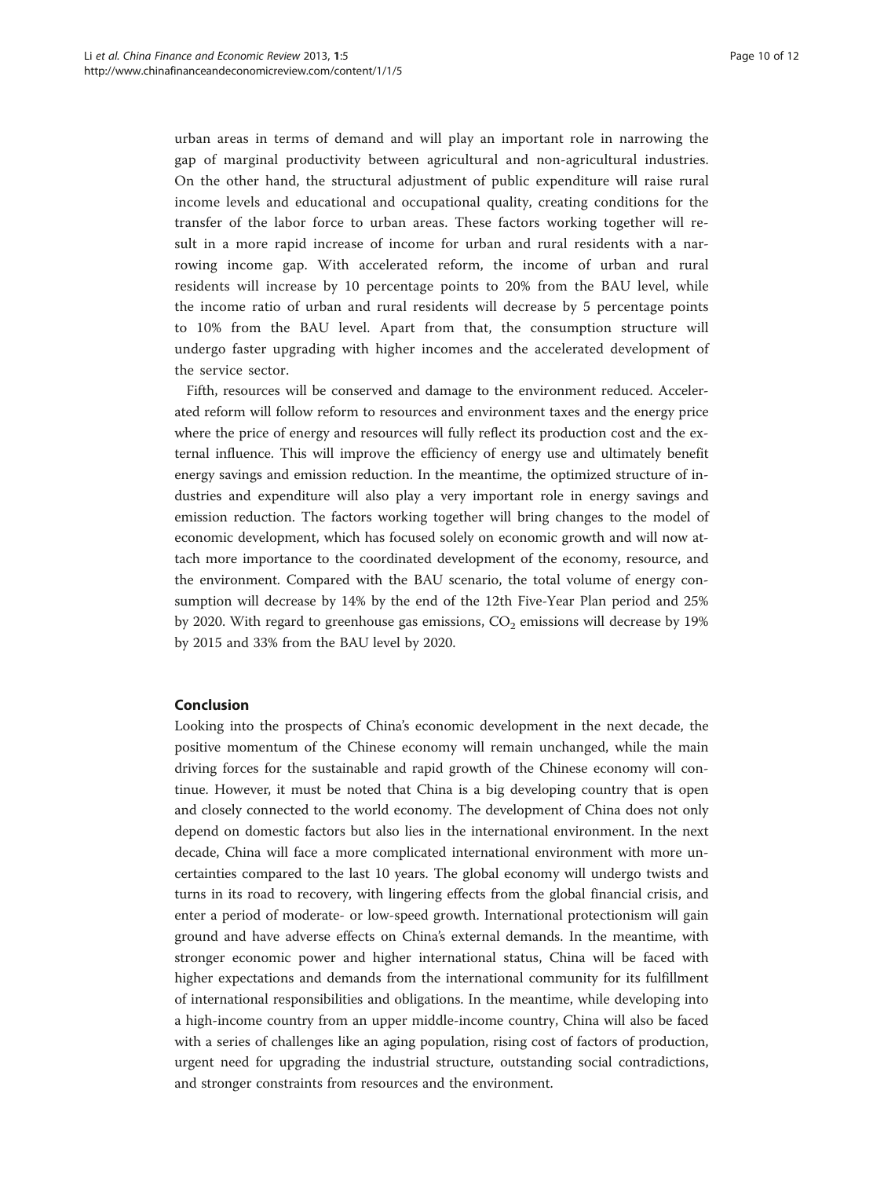urban areas in terms of demand and will play an important role in narrowing the gap of marginal productivity between agricultural and non-agricultural industries. On the other hand, the structural adjustment of public expenditure will raise rural income levels and educational and occupational quality, creating conditions for the transfer of the labor force to urban areas. These factors working together will result in a more rapid increase of income for urban and rural residents with a narrowing income gap. With accelerated reform, the income of urban and rural residents will increase by 10 percentage points to 20% from the BAU level, while the income ratio of urban and rural residents will decrease by 5 percentage points to 10% from the BAU level. Apart from that, the consumption structure will undergo faster upgrading with higher incomes and the accelerated development of the service sector.

Fifth, resources will be conserved and damage to the environment reduced. Accelerated reform will follow reform to resources and environment taxes and the energy price where the price of energy and resources will fully reflect its production cost and the external influence. This will improve the efficiency of energy use and ultimately benefit energy savings and emission reduction. In the meantime, the optimized structure of industries and expenditure will also play a very important role in energy savings and emission reduction. The factors working together will bring changes to the model of economic development, which has focused solely on economic growth and will now attach more importance to the coordinated development of the economy, resource, and the environment. Compared with the BAU scenario, the total volume of energy consumption will decrease by 14% by the end of the 12th Five-Year Plan period and 25% by 2020. With regard to greenhouse gas emissions, $CO_2$ emissions will decrease by 19% by 2015 and 33% from the BAU level by 2020.

## Conclusion

Looking into the prospects of China's economic development in the next decade, the positive momentum of the Chinese economy will remain unchanged, while the main driving forces for the sustainable and rapid growth of the Chinese economy will continue. However, it must be noted that China is a big developing country that is open and closely connected to the world economy. The development of China does not only depend on domestic factors but also lies in the international environment. In the next decade, China will face a more complicated international environment with more uncertainties compared to the last 10 years. The global economy will undergo twists and turns in its road to recovery, with lingering effects from the global financial crisis, and enter a period of moderate- or low-speed growth. International protectionism will gain ground and have adverse effects on China's external demands. In the meantime, with stronger economic power and higher international status, China will be faced with higher expectations and demands from the international community for its fulfillment of international responsibilities and obligations. In the meantime, while developing into a high-income country from an upper middle-income country, China will also be faced with a series of challenges like an aging population, rising cost of factors of production, urgent need for upgrading the industrial structure, outstanding social contradictions, and stronger constraints from resources and the environment.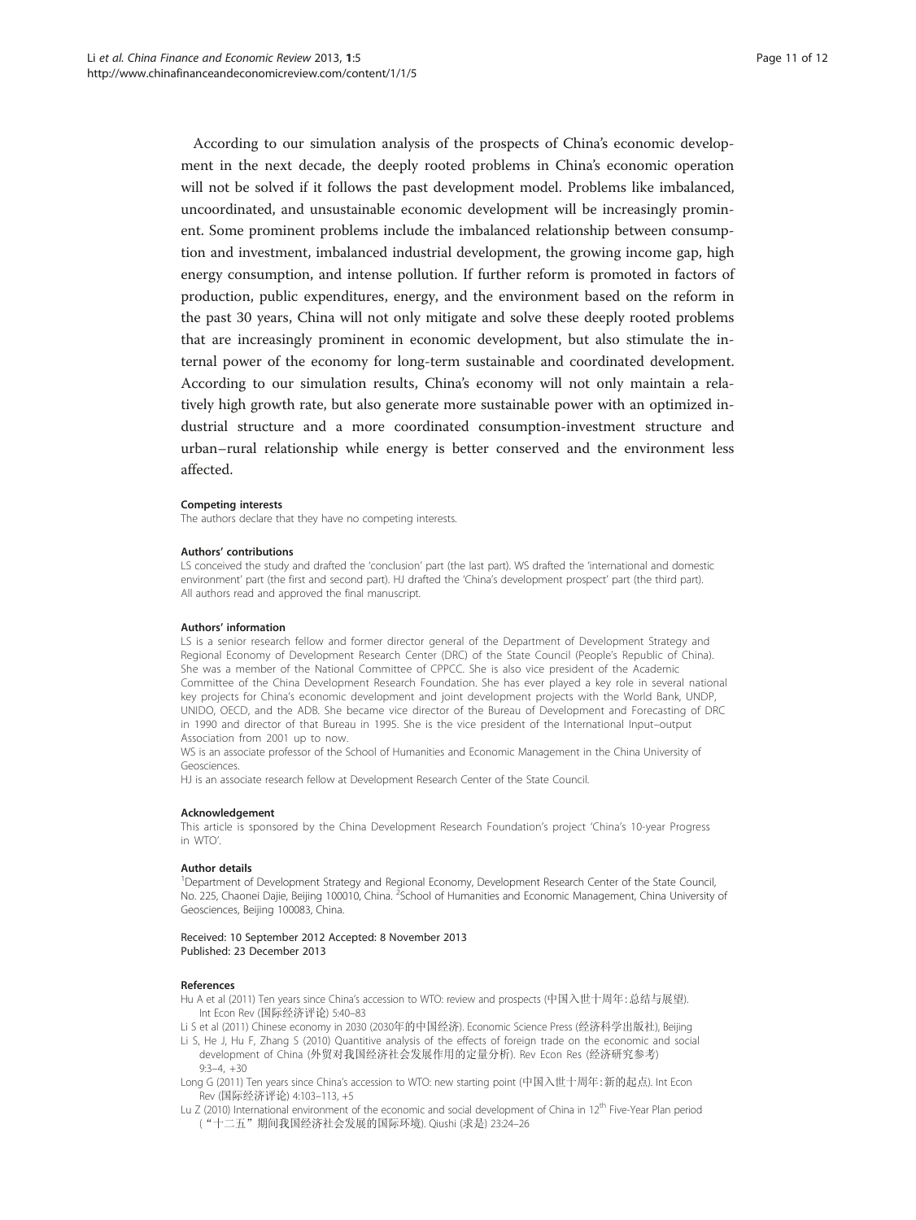According to our simulation analysis of the prospects of China's economic development in the next decade, the deeply rooted problems in China's economic operation will not be solved if it follows the past development model. Problems like imbalanced, uncoordinated, and unsustainable economic development will be increasingly prominent. Some prominent problems include the imbalanced relationship between consumption and investment, imbalanced industrial development, the growing income gap, high energy consumption, and intense pollution. If further reform is promoted in factors of production, public expenditures, energy, and the environment based on the reform in the past 30 years, China will not only mitigate and solve these deeply rooted problems that are increasingly prominent in economic development, but also stimulate the internal power of the economy for long-term sustainable and coordinated development. According to our simulation results, China's economy will not only maintain a relatively high growth rate, but also generate more sustainable power with an optimized industrial structure and a more coordinated consumption-investment structure and urban–rural relationship while energy is better conserved and the environment less affected.

#### Competing interests
The authors declare that they have no competing interests.

#### Authors' contributions
LS conceived the study and drafted the 'conclusion' part (the last part). WS drafted the 'international and domestic environment' part (the first and second part). HJ drafted the 'China's development prospect' part (the third part). All authors read and approved the final manuscript.

#### Authors' information
LS is a senior research fellow and former director general of the Department of Development Strategy and Regional Economy of Development Research Center (DRC) of the State Council (People's Republic of China). She was a member of the National Committee of CPPCC. She is also vice president of the Academic Committee of the China Development Research Foundation. She has ever played a key role in several national key projects for China's economic development and joint development projects with the World Bank, UNDP, UNIDO, OECD, and the ADB. She became vice director of the Bureau of Development and Forecasting of DRC in 1990 and director of that Bureau in 1995. She is the vice president of the International Input–output Association from 2001 up to now.
WS is an associate professor of the School of Humanities and Economic Management in the China University of Geosciences.
HJ is an associate research fellow at Development Research Center of the State Council.

#### Acknowledgement
This article is sponsored by the China Development Research Foundation's project 'China's 10-year Progress in WTO'.

#### Author details
[1]Department of Development Strategy and Regional Economy, Development Research Center of the State Council, No. 225, Chaonei Dajie, Beijing 100010, China. [2]School of Humanities and Economic Management, China University of Geosciences, Beijing 100083, China.

Received: 10 September 2012 Accepted: 8 November 2013
Published: 23 December 2013

#### References
Hu A et al (2011) Ten years since China's accession to WTO: review and prospects (中国入世十周年:总结与展望). Int Econ Rev (国际经济评论) 5:40–83

Li S et al (2011) Chinese economy in 2030 (2030年的中国经济). Economic Science Press (经济科学出版社), Beijing

Li S, He J, Hu F, Zhang S (2010) Quantitive analysis of the effects of foreign trade on the economic and social development of China (外贸对我国经济社会发展作用的定量分析). Rev Econ Res (经济研究参考) 9:3–4, +30

Long G (2011) Ten years since China's accession to WTO: new starting point (中国入世十周年:新的起点). Int Econ Rev (国际经济评论) 4:103–113, +5

Lu Z (2010) International environment of the economic and social development of China in 12th Five-Year Plan period (“十二五”期间我国经济社会发展的国际环境). Qiushi (求是) 23:24–26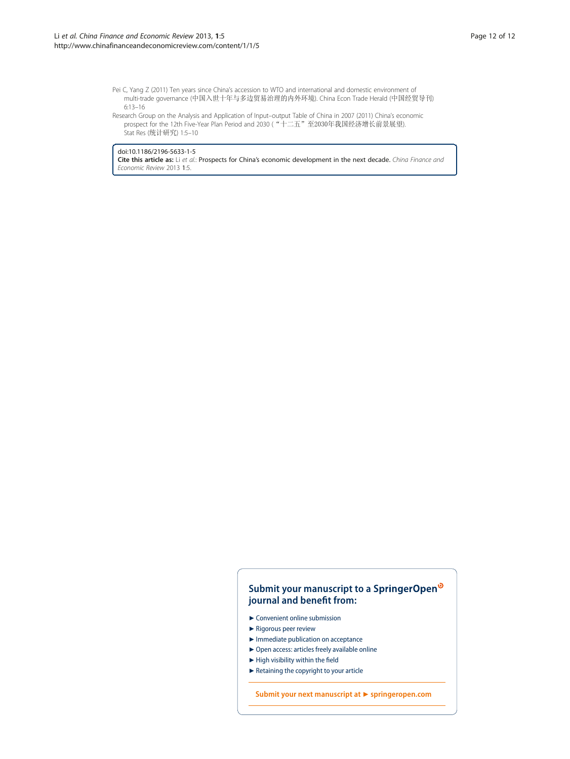Pei C, Yang Z (2011) Ten years since China's accession to WTO and international and domestic environment of multi-trade governance (中国入世十年与多边贸易治理的内外环境). China Econ Trade Herald (中国经贸导刊) 6:13–16

Research Group on the Analysis and Application of Input–output Table of China in 2007 (2011) China's economic prospect for the 12th Five-Year Plan Period and 2030 (“十二五”至2030年我国经济增长前景展望). Stat Res (统计研究) 1:5–10

doi:10.1186/2196-5633-1-5

**Cite this article as:** Li *et al.*: Prospects for China's economic development in the next decade. *China Finance and Economic Review* 2013 **1**:5.

**Submit your manuscript to a SpringerOpen journal and benefit from:**

- ► Convenient online submission
- ► Rigorous peer review
- ► Immediate publication on acceptance
- ► Open access: articles freely available online
- ► High visibility within the field
- ► Retaining the copyright to your article

**Submit your next manuscript at ► springeropen.com**